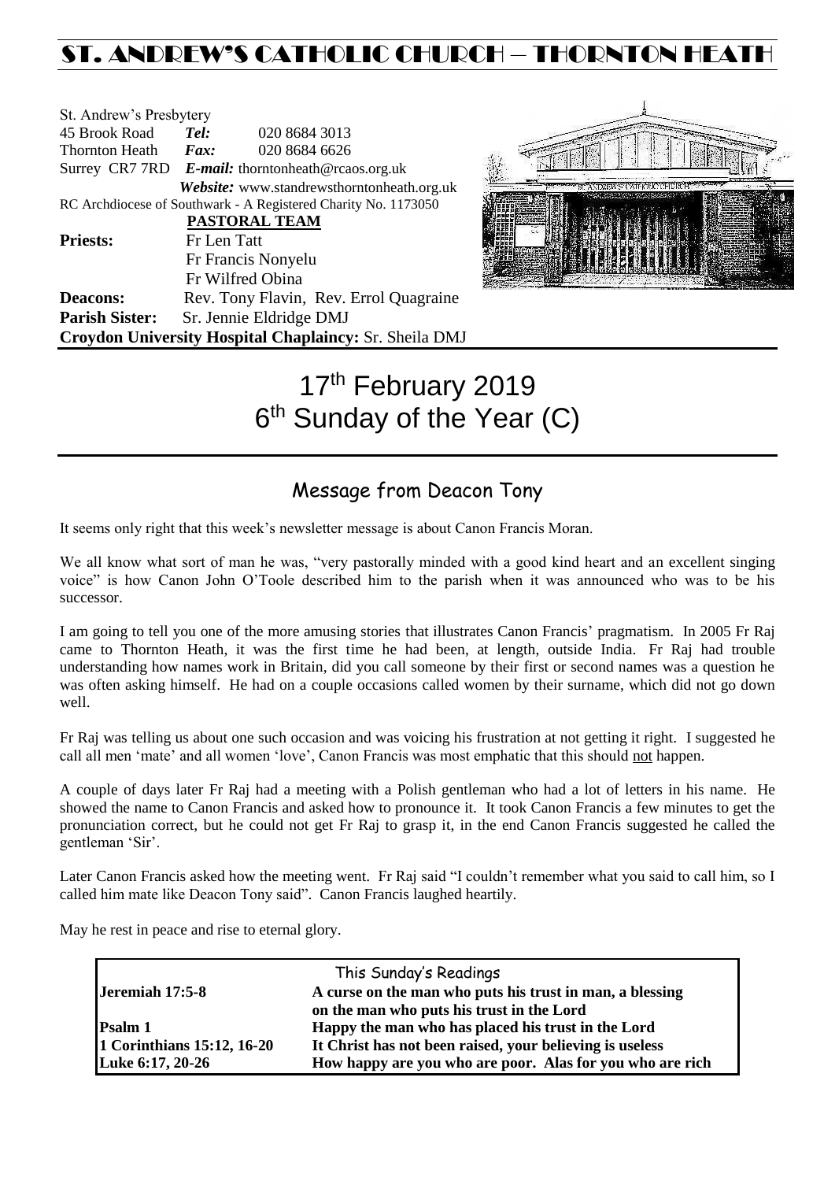# ST. ANDREW'S CATHOLIC CHURCH – THORNTON HEATH

St. Andrew's Presbytery
45 Brook Road *Tel:* 020 8684 3013
Thornton Heath *Fax:* 020 8684 6626
Surrey CR7 7RD *E-mail:* thorntonheath@rcaos.org.uk
*Website:* www.standrewsthorntonheath.org.uk
RC Archdiocese of Southwark - A Registered Charity No. 1173050

**PASTORAL TEAM**

**Priests:** Fr Len Tatt
Fr Francis Nonyelu
Fr Wilfred Obina
**Deacons:** Rev. Tony Flavin, Rev. Errol Quagraine
**Parish Sister:** Sr. Jennie Eldridge DMJ
**Croydon University Hospital Chaplaincy:** Sr. Sheila DMJ

# 17th February 2019
# 6th Sunday of the Year (C)

## Message from Deacon Tony

It seems only right that this week's newsletter message is about Canon Francis Moran.

We all know what sort of man he was, "very pastorally minded with a good kind heart and an excellent singing voice" is how Canon John O'Toole described him to the parish when it was announced who was to be his successor.

I am going to tell you one of the more amusing stories that illustrates Canon Francis' pragmatism. In 2005 Fr Raj came to Thornton Heath, it was the first time he had been, at length, outside India. Fr Raj had trouble understanding how names work in Britain, did you call someone by their first or second names was a question he was often asking himself. He had on a couple occasions called women by their surname, which did not go down well.

Fr Raj was telling us about one such occasion and was voicing his frustration at not getting it right. I suggested he call all men 'mate' and all women 'love', Canon Francis was most emphatic that this should not happen.

A couple of days later Fr Raj had a meeting with a Polish gentleman who had a lot of letters in his name. He showed the name to Canon Francis and asked how to pronounce it. It took Canon Francis a few minutes to get the pronunciation correct, but he could not get Fr Raj to grasp it, in the end Canon Francis suggested he called the gentleman 'Sir'.

Later Canon Francis asked how the meeting went. Fr Raj said "I couldn't remember what you said to call him, so I called him mate like Deacon Tony said". Canon Francis laughed heartily.

May he rest in peace and rise to eternal glory.

| This Sunday's Readings | |
|---|---|
| **Jeremiah 17:5-8** | **A curse on the man who puts his trust in man, a blessing on the man who puts his trust in the Lord** |
| **Psalm 1** | **Happy the man who has placed his trust in the Lord** |
| **1 Corinthians 15:12, 16-20** | **It Christ has not been raised, your believing is useless** |
| **Luke 6:17, 20-26** | **How happy are you who are poor. Alas for you who are rich** |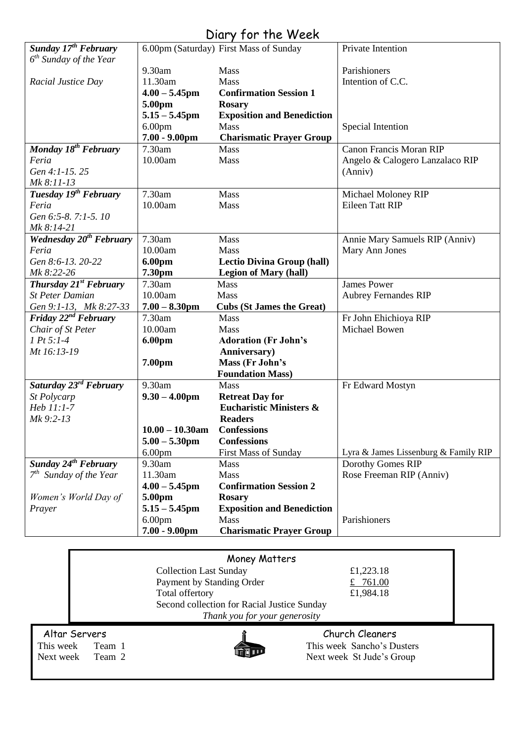# Diary for the Week

| Day | Time | Event | Intention |
|---|---|---|---|
| ***Sunday 17th February*** | 6.00pm (Saturday) | First Mass of Sunday | Private Intention |
| *6th Sunday of the Year* | | | |
| | 9.30am | Mass | Parishioners |
| *Racial Justice Day* | 11.30am | Mass | Intention of C.C. |
| | **4.00 – 5.45pm** | **Confirmation Session 1** | |
| | **5.00pm** | **Rosary** | |
| | **5.15 – 5.45pm** | **Exposition and Benediction** | |
| | 6.00pm | Mass | Special Intention |
| | **7.00 - 9.00pm** | **Charismatic Prayer Group** | |
| ***Monday 18th February*** | 7.30am | Mass | Canon Francis Moran RIP |
| *Feria* | 10.00am | Mass | Angelo & Calogero Lanzalaco RIP (Anniv) |
| *Gen 4:1-15. 25* | | | |
| *Mk 8:11-13* | | | |
| ***Tuesday 19th February*** | 7.30am | Mass | Michael Moloney RIP |
| *Feria* | 10.00am | Mass | Eileen Tatt RIP |
| *Gen 6:5-8. 7:1-5. 10* | | | |
| *Mk 8:14-21* | | | |
| ***Wednesday 20th February*** | 7.30am | Mass | Annie Mary Samuels RIP (Anniv) |
| *Feria* | 10.00am | Mass | Mary Ann Jones |
| *Gen 8:6-13. 20-22* | **6.00pm** | **Lectio Divina Group (hall)** | |
| *Mk 8:22-26* | **7.30pm** | **Legion of Mary (hall)** | |
| ***Thursday 21st February*** | 7.30am | Mass | James Power |
| *St Peter Damian* | 10.00am | Mass | Aubrey Fernandes RIP |
| *Gen 9:1-13, Mk 8:27-33* | **7.00 – 8.30pm** | **Cubs (St James the Great)** | |
| ***Friday 22nd February*** | 7.30am | Mass | Fr John Ehichioya RIP |
| *Chair of St Peter* | 10.00am | Mass | Michael Bowen |
| *1 Pt 5:1-4* | **6.00pm** | **Adoration (Fr John's Anniversary)** | |
| *Mt 16:13-19* | | | |
| | **7.00pm** | **Mass (Fr John's Foundation Mass)** | |
| ***Saturday 23rd February*** | 9.30am | Mass | Fr Edward Mostyn |
| *St Polycarp* | **9.30 – 4.00pm** | **Retreat Day for Eucharistic Ministers & Readers** | |
| *Heb 11:1-7* | | | |
| *Mk 9:2-13* | | | |
| | **10.00 – 10.30am** | **Confessions** | |
| | **5.00 – 5.30pm** | **Confessions** | |
| | 6.00pm | First Mass of Sunday | Lyra & James Lissenburg & Family RIP |
| ***Sunday 24th February*** | 9.30am | Mass | Dorothy Gomes RIP |
| *7th Sunday of the Year* | 11.30am | Mass | Rose Freeman RIP (Anniv) |
| | **4.00 – 5.45pm** | **Confirmation Session 2** | |
| *Women's World Day of Prayer* | **5.00pm** | **Rosary** | |
| | **5.15 – 5.45pm** | **Exposition and Benediction** | |
| | 6.00pm | Mass | Parishioners |
| | **7.00 - 9.00pm** | **Charismatic Prayer Group** | |

## Money Matters

| | |
|---|---|
| Collection Last Sunday | £1,223.18 |
| Payment by Standing Order | £ 761.00 |
| Total offertory | £1,984.18 |

Second collection for Racial Justice Sunday

*Thank you for your generosity*

## Altar Servers

This week Team 1
Next week Team 2

## Church Cleaners

This week Sancho's Dusters
Next week St Jude's Group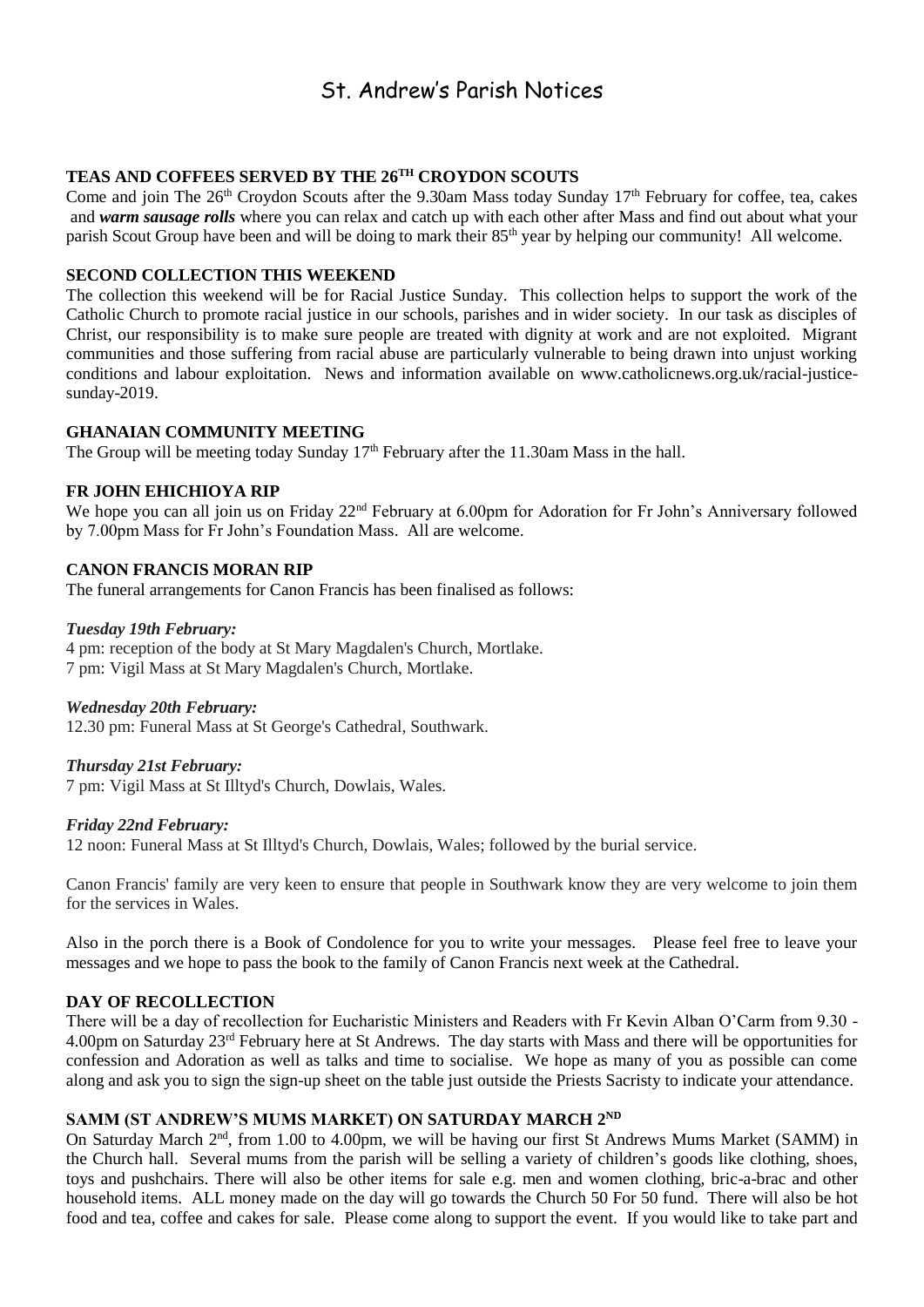# St. Andrew's Parish Notices

**TEAS AND COFFEES SERVED BY THE 26TH CROYDON SCOUTS**

Come and join The 26th Croydon Scouts after the 9.30am Mass today Sunday 17th February for coffee, tea, cakes and ***warm sausage rolls*** where you can relax and catch up with each other after Mass and find out about what your parish Scout Group have been and will be doing to mark their 85th year by helping our community! All welcome.

**SECOND COLLECTION THIS WEEKEND**

The collection this weekend will be for Racial Justice Sunday. This collection helps to support the work of the Catholic Church to promote racial justice in our schools, parishes and in wider society. In our task as disciples of Christ, our responsibility is to make sure people are treated with dignity at work and are not exploited. Migrant communities and those suffering from racial abuse are particularly vulnerable to being drawn into unjust working conditions and labour exploitation. News and information available on www.catholicnews.org.uk/racial-justice-sunday-2019.

**GHANAIAN COMMUNITY MEETING**

The Group will be meeting today Sunday 17th February after the 11.30am Mass in the hall.

**FR JOHN EHICHIOYA RIP**

We hope you can all join us on Friday 22nd February at 6.00pm for Adoration for Fr John's Anniversary followed by 7.00pm Mass for Fr John's Foundation Mass. All are welcome.

**CANON FRANCIS MORAN RIP**

The funeral arrangements for Canon Francis has been finalised as follows:

***Tuesday 19th February:***

4 pm: reception of the body at St Mary Magdalen's Church, Mortlake.
7 pm: Vigil Mass at St Mary Magdalen's Church, Mortlake.

***Wednesday 20th February:***

12.30 pm: Funeral Mass at St George's Cathedral, Southwark.

***Thursday 21st February:***

7 pm: Vigil Mass at St Illtyd's Church, Dowlais, Wales.

***Friday 22nd February:***

12 noon: Funeral Mass at St Illtyd's Church, Dowlais, Wales; followed by the burial service.

Canon Francis' family are very keen to ensure that people in Southwark know they are very welcome to join them for the services in Wales.

Also in the porch there is a Book of Condolence for you to write your messages. Please feel free to leave your messages and we hope to pass the book to the family of Canon Francis next week at the Cathedral.

**DAY OF RECOLLECTION**

There will be a day of recollection for Eucharistic Ministers and Readers with Fr Kevin Alban O'Carm from 9.30 - 4.00pm on Saturday 23rd February here at St Andrews. The day starts with Mass and there will be opportunities for confession and Adoration as well as talks and time to socialise. We hope as many of you as possible can come along and ask you to sign the sign-up sheet on the table just outside the Priests Sacristy to indicate your attendance.

**SAMM (ST ANDREW'S MUMS MARKET) ON SATURDAY MARCH 2ND**

On Saturday March 2nd, from 1.00 to 4.00pm, we will be having our first St Andrews Mums Market (SAMM) in the Church hall. Several mums from the parish will be selling a variety of children's goods like clothing, shoes, toys and pushchairs. There will also be other items for sale e.g. men and women clothing, bric-a-brac and other household items. ALL money made on the day will go towards the Church 50 For 50 fund. There will also be hot food and tea, coffee and cakes for sale. Please come along to support the event. If you would like to take part and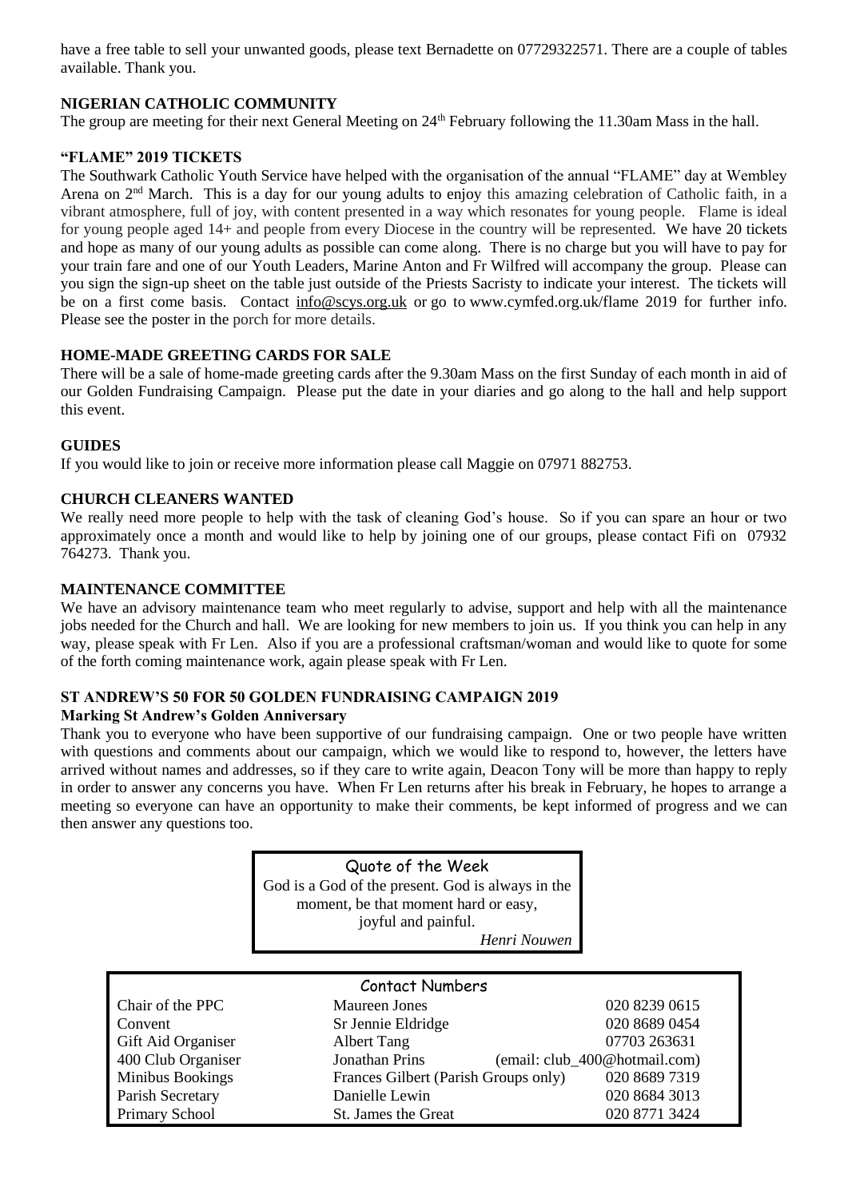have a free table to sell your unwanted goods, please text Bernadette on 07729322571. There are a couple of tables available. Thank you.

**NIGERIAN CATHOLIC COMMUNITY**

The group are meeting for their next General Meeting on 24th February following the 11.30am Mass in the hall.

**"FLAME" 2019 TICKETS**

The Southwark Catholic Youth Service have helped with the organisation of the annual "FLAME" day at Wembley Arena on 2nd March. This is a day for our young adults to enjoy this amazing celebration of Catholic faith, in a vibrant atmosphere, full of joy, with content presented in a way which resonates for young people. Flame is ideal for young people aged 14+ and people from every Diocese in the country will be represented. We have 20 tickets and hope as many of our young adults as possible can come along. There is no charge but you will have to pay for your train fare and one of our Youth Leaders, Marine Anton and Fr Wilfred will accompany the group. Please can you sign the sign-up sheet on the table just outside of the Priests Sacristy to indicate your interest. The tickets will be on a first come basis. Contact info@scys.org.uk or go to www.cymfed.org.uk/flame 2019 for further info. Please see the poster in the porch for more details.

**HOME-MADE GREETING CARDS FOR SALE**

There will be a sale of home-made greeting cards after the 9.30am Mass on the first Sunday of each month in aid of our Golden Fundraising Campaign. Please put the date in your diaries and go along to the hall and help support this event.

**GUIDES**

If you would like to join or receive more information please call Maggie on 07971 882753.

**CHURCH CLEANERS WANTED**

We really need more people to help with the task of cleaning God's house. So if you can spare an hour or two approximately once a month and would like to help by joining one of our groups, please contact Fifi on 07932 764273. Thank you.

**MAINTENANCE COMMITTEE**

We have an advisory maintenance team who meet regularly to advise, support and help with all the maintenance jobs needed for the Church and hall. We are looking for new members to join us. If you think you can help in any way, please speak with Fr Len. Also if you are a professional craftsman/woman and would like to quote for some of the forth coming maintenance work, again please speak with Fr Len.

**ST ANDREW'S 50 FOR 50 GOLDEN FUNDRAISING CAMPAIGN 2019**

**Marking St Andrew's Golden Anniversary**

Thank you to everyone who have been supportive of our fundraising campaign. One or two people have written with questions and comments about our campaign, which we would like to respond to, however, the letters have arrived without names and addresses, so if they care to write again, Deacon Tony will be more than happy to reply in order to answer any concerns you have. When Fr Len returns after his break in February, he hopes to arrange a meeting so everyone can have an opportunity to make their comments, be kept informed of progress and we can then answer any questions too.

**Quote of the Week**

God is a God of the present. God is always in the moment, be that moment hard or easy, joyful and painful.

*Henri Nouwen*

**Contact Numbers**

| | | |
|---|---|---|
| Chair of the PPC | Maureen Jones | 020 8239 0615 |
| Convent | Sr Jennie Eldridge | 020 8689 0454 |
| Gift Aid Organiser | Albert Tang | 07703 263631 |
| 400 Club Organiser | Jonathan Prins | (email: club_400@hotmail.com) |
| Minibus Bookings | Frances Gilbert (Parish Groups only) | 020 8689 7319 |
| Parish Secretary | Danielle Lewin | 020 8684 3013 |
| Primary School | St. James the Great | 020 8771 3424 |